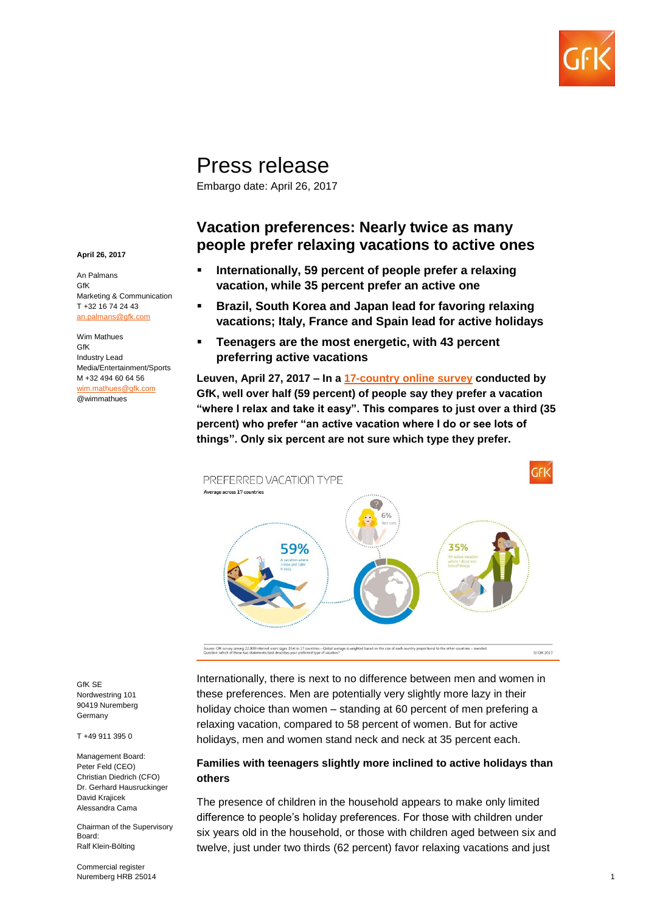# Press release

Embargo date: April 26, 2017

April 26, 2017

An Palmans
GfK
Marketing & Communication
T +32 16 74 24 43
an.palmans@gfk.com

Wim Mathues
GfK
Industry Lead
Media/Entertainment/Sports
M +32 494 60 64 56
wim.mathues@gfk.com
@wimmathues

## Vacation preferences: Nearly twice as many people prefer relaxing vacations to active ones

- **Internationally, 59 percent of people prefer a relaxing vacation, while 35 percent prefer an active one**
- **Brazil, South Korea and Japan lead for favoring relaxing vacations; Italy, France and Spain lead for active holidays**
- **Teenagers are the most energetic, with 43 percent preferring active vacations**

**Leuven, April 27, 2017 – In a 17-country online survey conducted by GfK, well over half (59 percent) of people say they prefer a vacation "where I relax and take it easy". This compares to just over a third (35 percent) who prefer "an active vacation where I do or see lots of things". Only six percent are not sure which type they prefer.**

PREFERRED VACATION TYPE

Average across 17 countries

59% A vacation where I relax and take it easy

6% Not sure

35% An active vacation where I do or see lots of things

Source: GfK survey among 22,000 internet users (ages 15+) in 17 countries – Global average is weighted based on the size of each country proportional to the other countries – rounded
Question: Which of these two statements best describes your preferred type of vacation?

© GfK 2017

Internationally, there is next to no difference between men and women in these preferences. Men are potentially very slightly more lazy in their holiday choice than women – standing at 60 percent of men prefering a relaxing vacation, compared to 58 percent of women. But for active holidays, men and women stand neck and neck at 35 percent each.

### Families with teenagers slightly more inclined to active holidays than others

The presence of children in the household appears to make only limited difference to people's holiday preferences. For those with children under six years old in the household, or those with children aged between six and twelve, just under two thirds (62 percent) favor relaxing vacations and just

GfK SE
Nordwestring 101
90419 Nuremberg
Germany

T +49 911 395 0

Management Board:
Peter Feld (CEO)
Christian Diedrich (CFO)
Dr. Gerhard Hausruckinger
David Krajicek
Alessandra Cama

Chairman of the Supervisory Board:
Ralf Klein-Bölting

Commercial register
Nuremberg HRB 25014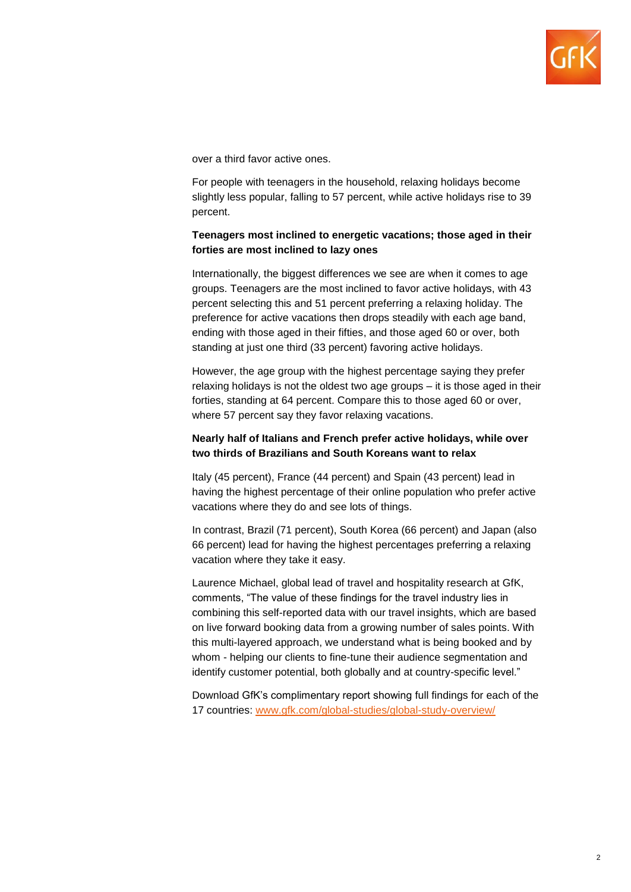over a third favor active ones.

For people with teenagers in the household, relaxing holidays become slightly less popular, falling to 57 percent, while active holidays rise to 39 percent.

**Teenagers most inclined to energetic vacations; those aged in their forties are most inclined to lazy ones**

Internationally, the biggest differences we see are when it comes to age groups. Teenagers are the most inclined to favor active holidays, with 43 percent selecting this and 51 percent preferring a relaxing holiday. The preference for active vacations then drops steadily with each age band, ending with those aged in their fifties, and those aged 60 or over, both standing at just one third (33 percent) favoring active holidays.

However, the age group with the highest percentage saying they prefer relaxing holidays is not the oldest two age groups – it is those aged in their forties, standing at 64 percent. Compare this to those aged 60 or over, where 57 percent say they favor relaxing vacations.

**Nearly half of Italians and French prefer active holidays, while over two thirds of Brazilians and South Koreans want to relax**

Italy (45 percent), France (44 percent) and Spain (43 percent) lead in having the highest percentage of their online population who prefer active vacations where they do and see lots of things.

In contrast, Brazil (71 percent), South Korea (66 percent) and Japan (also 66 percent) lead for having the highest percentages preferring a relaxing vacation where they take it easy.

Laurence Michael, global lead of travel and hospitality research at GfK, comments, "The value of these findings for the travel industry lies in combining this self-reported data with our travel insights, which are based on live forward booking data from a growing number of sales points. With this multi-layered approach, we understand what is being booked and by whom - helping our clients to fine-tune their audience segmentation and identify customer potential, both globally and at country-specific level."

Download GfK's complimentary report showing full findings for each of the 17 countries: [www.gfk.com/global-studies/global-study-overview/](www.gfk.com/global-studies/global-study-overview/)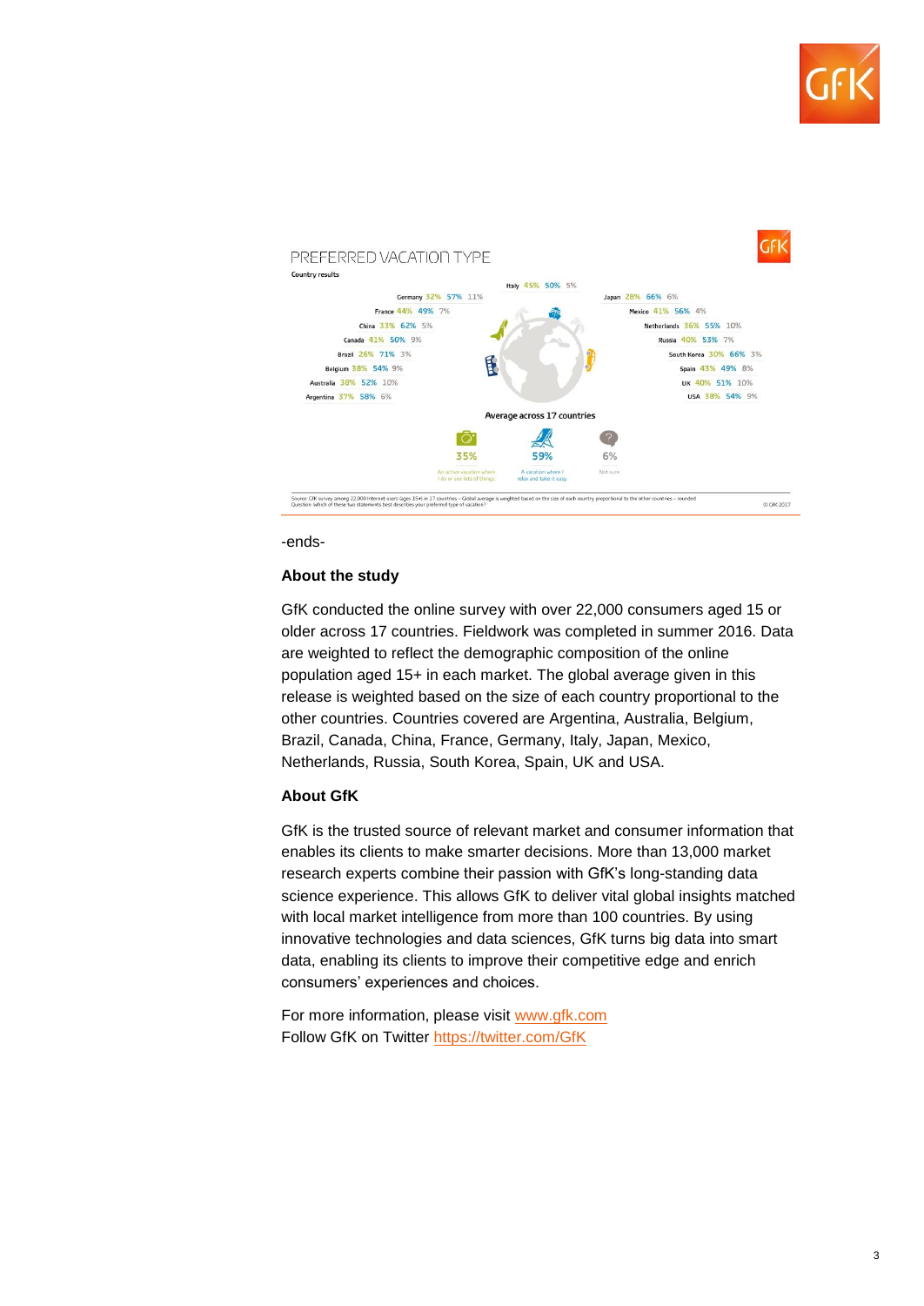PREFERRED VACATION TYPE

Country results

Italy 45% 50% 5%

Germany 32% 57% 11%

France 44% 49% 7%

China 33% 62% 5%

Canada 41% 50% 9%

Brazil 26% 71% 3%

Belgium 38% 54% 9%

Australia 38% 52% 10%

Argentina 37% 58% 6%

Japan 28% 66% 6%

Mexico 41% 56% 4%

Netherlands 36% 55% 10%

Russia 40% 53% 7%

South Korea 30% 66% 3%

Spain 43% 49% 8%

UK 40% 51% 10%

USA 38% 54% 9%

Average across 17 countries

35%
An active vacation where I do or see lots of things

59%
A vacation where I relax and take it easy

6%
Not sure

Source: GfK survey among 22,000 internet users (ages 15+) in 17 countries – Global average is weighted based on the size of each country proportional to the other countries – rounded
Question: Which of these two statements best describes your preferred type of vacation?

© GfK 2017

-ends-

**About the study**

GfK conducted the online survey with over 22,000 consumers aged 15 or older across 17 countries. Fieldwork was completed in summer 2016. Data are weighted to reflect the demographic composition of the online population aged 15+ in each market. The global average given in this release is weighted based on the size of each country proportional to the other countries. Countries covered are Argentina, Australia, Belgium, Brazil, Canada, China, France, Germany, Italy, Japan, Mexico, Netherlands, Russia, South Korea, Spain, UK and USA.

**About GfK**

GfK is the trusted source of relevant market and consumer information that enables its clients to make smarter decisions. More than 13,000 market research experts combine their passion with GfK's long-standing data science experience. This allows GfK to deliver vital global insights matched with local market intelligence from more than 100 countries. By using innovative technologies and data sciences, GfK turns big data into smart data, enabling its clients to improve their competitive edge and enrich consumers' experiences and choices.

For more information, please visit www.gfk.com
Follow GfK on Twitter https://twitter.com/GfK